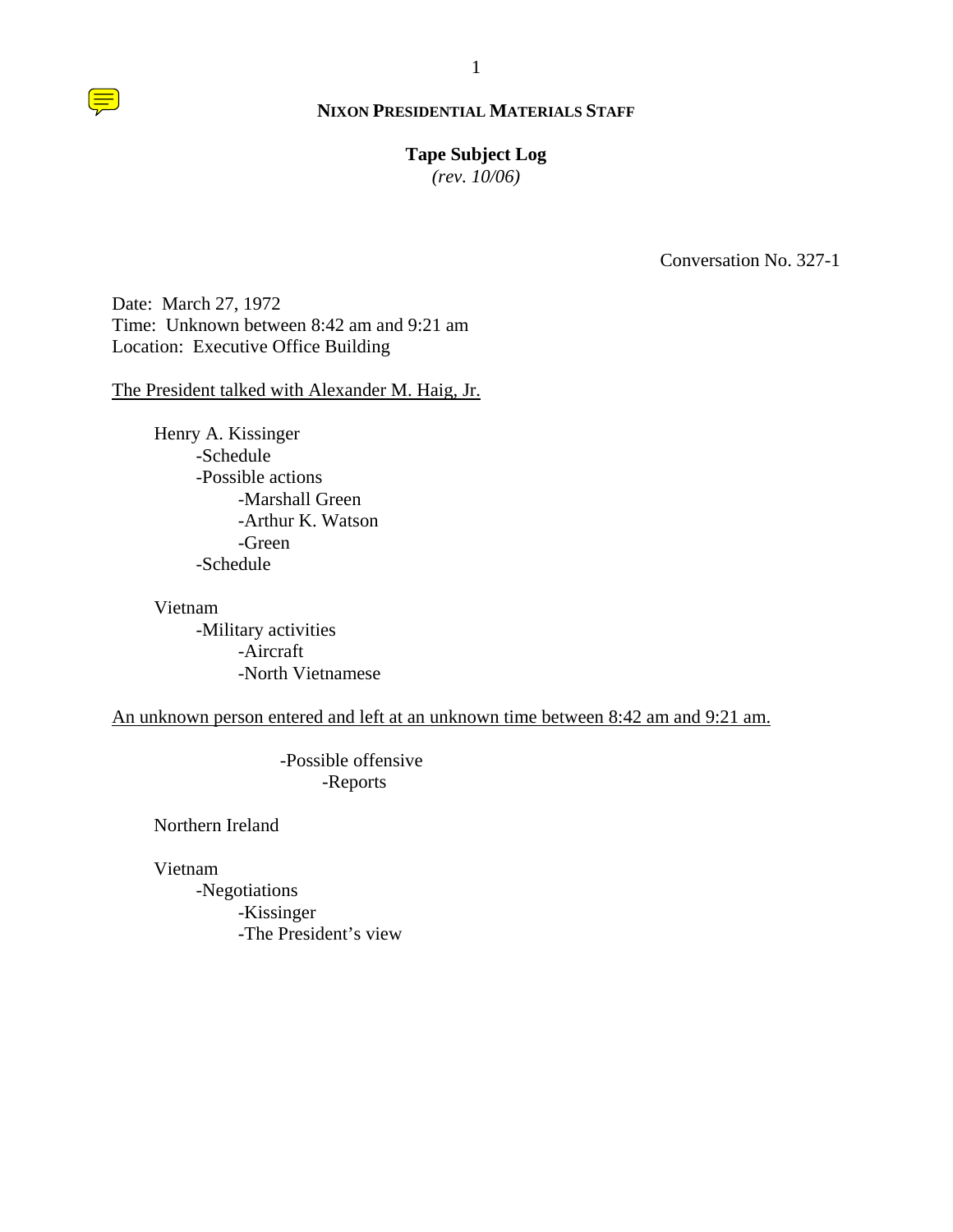**NIXON PRESIDENTIAL MATERIALS STAFF**

**Tape Subject Log**
*(rev. 10/06)*

Conversation No. 327-1

Date: March 27, 1972
Time: Unknown between 8:42 am and 9:21 am
Location: Executive Office Building

The President talked with Alexander M. Haig, Jr.

- Henry A. Kissinger
  - -Schedule
  - -Possible actions
    - -Marshall Green
    - -Arthur K. Watson
    - -Green
  - -Schedule

- Vietnam
  - -Military activities
    - -Aircraft
    - -North Vietnamese

An unknown person entered and left at an unknown time between 8:42 am and 9:21 am.

- -Possible offensive
  - -Reports

- Northern Ireland

- Vietnam
  - -Negotiations
    - -Kissinger
    - -The President's view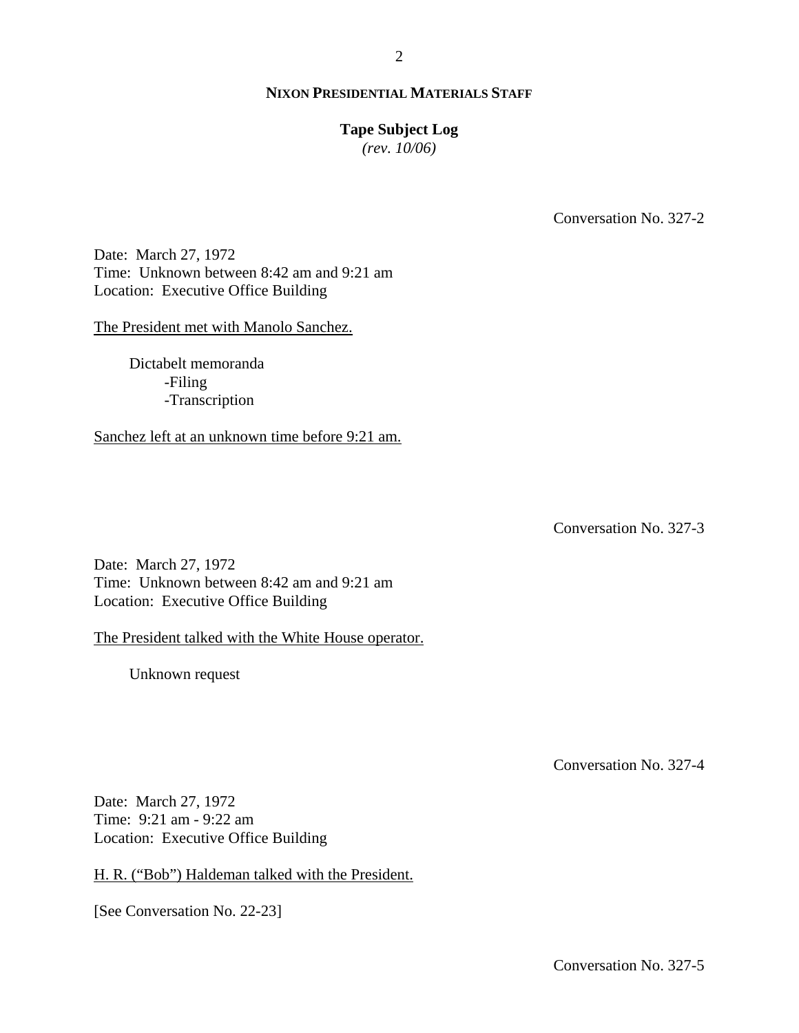Conversation No. 327-2

Date: March 27, 1972
Time: Unknown between 8:42 am and 9:21 am
Location: Executive Office Building

The President met with Manolo Sanchez.

Dictabelt memoranda
- Filing
- Transcription

Sanchez left at an unknown time before 9:21 am.

Conversation No. 327-3

Date: March 27, 1972
Time: Unknown between 8:42 am and 9:21 am
Location: Executive Office Building

The President talked with the White House operator.

Unknown request

Conversation No. 327-4

Date: March 27, 1972
Time: 9:21 am - 9:22 am
Location: Executive Office Building

H. R. ("Bob") Haldeman talked with the President.

[See Conversation No. 22-23]

Conversation No. 327-5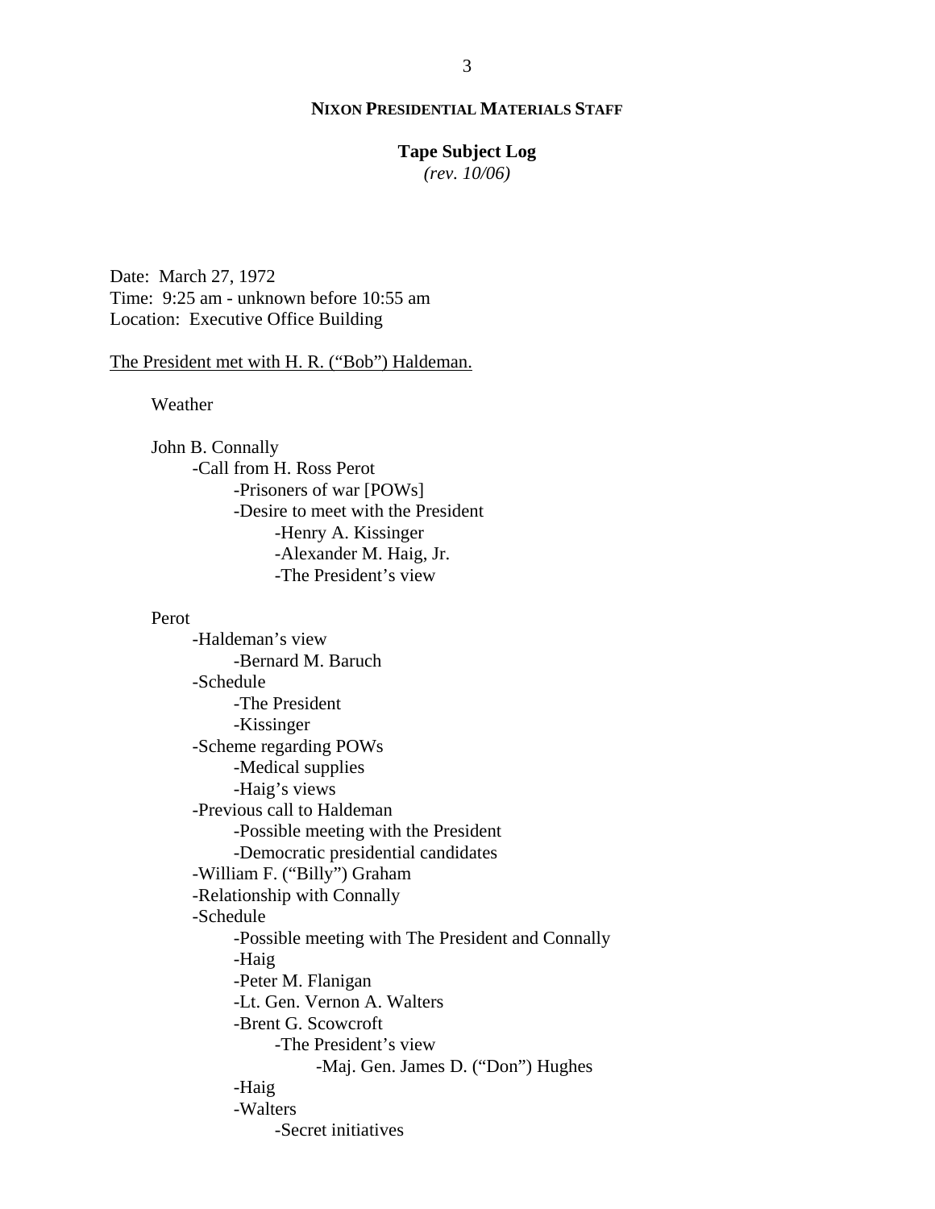**NIXON PRESIDENTIAL MATERIALS STAFF**

**Tape Subject Log**
*(rev. 10/06)*

Date: March 27, 1972
Time: 9:25 am - unknown before 10:55 am
Location: Executive Office Building

The President met with H. R. ("Bob") Haldeman.

Weather

John B. Connally
- -Call from H. Ross Perot
  - -Prisoners of war [POWs]
  - -Desire to meet with the President
    - -Henry A. Kissinger
    - -Alexander M. Haig, Jr.
    - -The President's view

Perot
- -Haldeman's view
  - -Bernard M. Baruch
- -Schedule
  - -The President
  - -Kissinger
- -Scheme regarding POWs
  - -Medical supplies
  - -Haig's views
- -Previous call to Haldeman
  - -Possible meeting with the President
  - -Democratic presidential candidates
- -William F. ("Billy") Graham
- -Relationship with Connally
- -Schedule
  - -Possible meeting with The President and Connally
  - -Haig
  - -Peter M. Flanigan
  - -Lt. Gen. Vernon A. Walters
  - -Brent G. Scowcroft
    - -The President's view
      - -Maj. Gen. James D. ("Don") Hughes
  - -Haig
  - -Walters
    - -Secret initiatives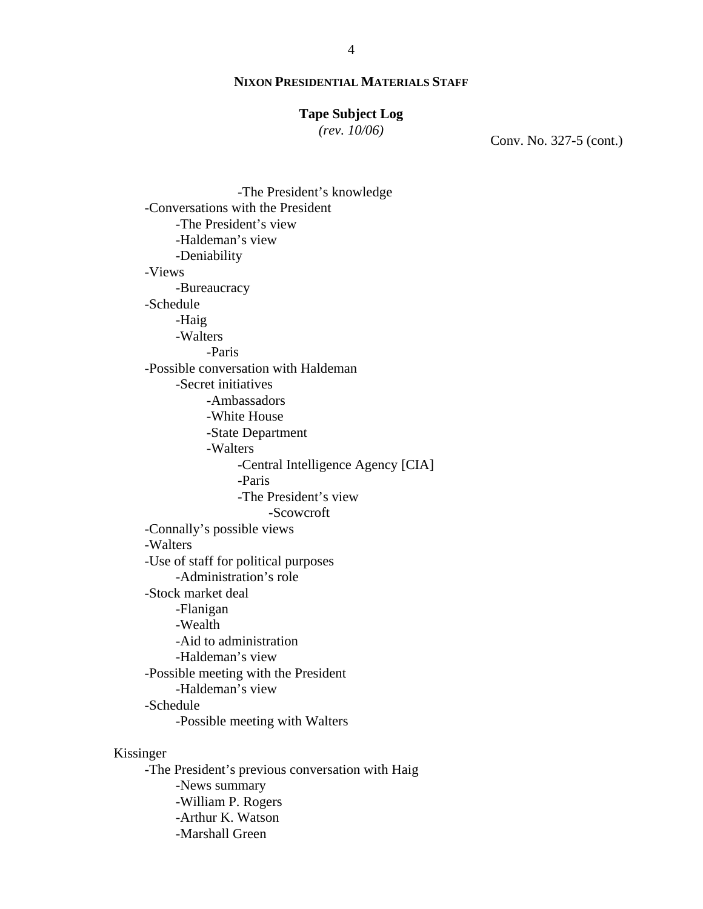**NIXON PRESIDENTIAL MATERIALS STAFF**

**Tape Subject Log**
*(rev. 10/06)*

Conv. No. 327-5 (cont.)

- -The President's knowledge
- -Conversations with the President
  - -The President's view
  - -Haldeman's view
  - -Deniability
- -Views
  - -Bureaucracy
- -Schedule
  - -Haig
  - -Walters
    - -Paris
- -Possible conversation with Haldeman
  - -Secret initiatives
    - -Ambassadors
    - -White House
    - -State Department
    - -Walters
      - -Central Intelligence Agency [CIA]
      - -Paris
      - -The President's view
        - -Scowcroft
- -Connally's possible views
- -Walters
- -Use of staff for political purposes
  - -Administration's role
- -Stock market deal
  - -Flanigan
  - -Wealth
  - -Aid to administration
  - -Haldeman's view
- -Possible meeting with the President
  - -Haldeman's view
- -Schedule
  - -Possible meeting with Walters

Kissinger

- -The President's previous conversation with Haig
  - -News summary
  - -William P. Rogers
  - -Arthur K. Watson
  - -Marshall Green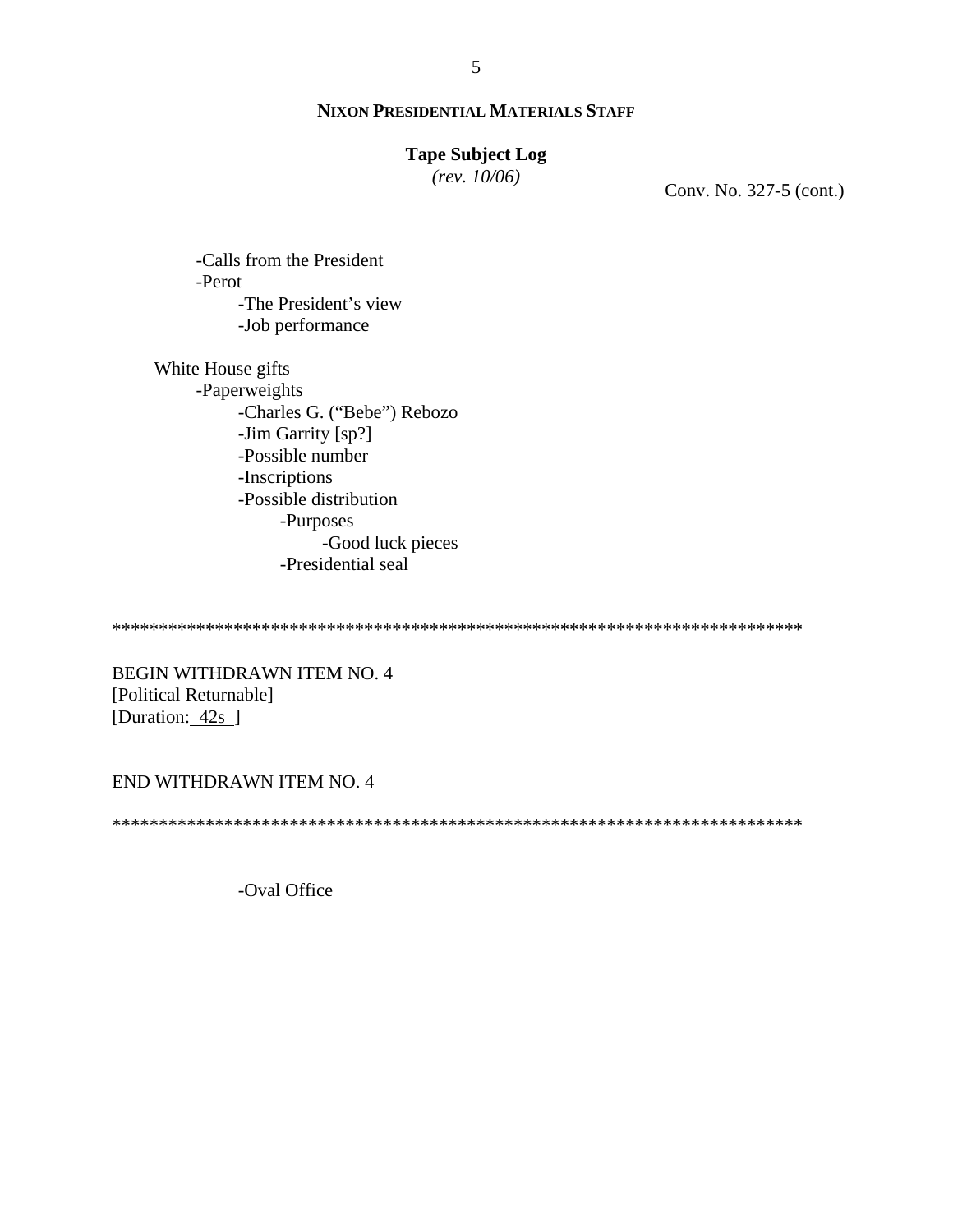**NIXON PRESIDENTIAL MATERIALS STAFF**

**Tape Subject Log**
*(rev. 10/06)*

Conv. No. 327-5 (cont.)

- -Calls from the President
- -Perot
  - -The President's view
  - -Job performance

White House gifts
- -Paperweights
  - -Charles G. ("Bebe") Rebozo
  - -Jim Garrity [sp?]
  - -Possible number
  - -Inscriptions
  - -Possible distribution
    - -Purposes
      - -Good luck pieces
    - -Presidential seal

*****************************************************************************

BEGIN WITHDRAWN ITEM NO. 4
[Political Returnable]
[Duration: 42s ]

END WITHDRAWN ITEM NO. 4

*****************************************************************************

-Oval Office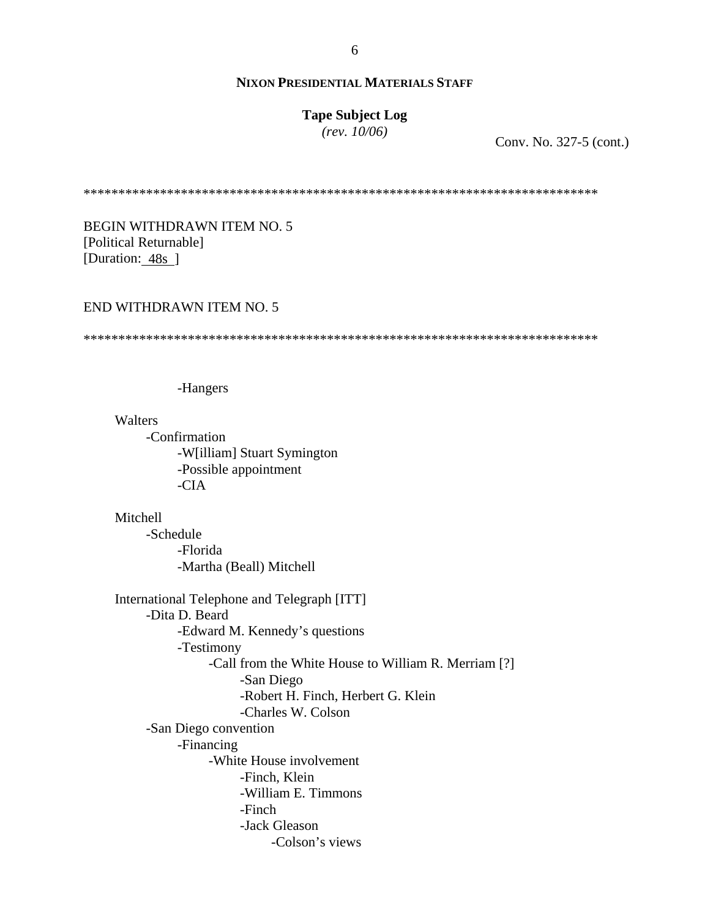**NIXON PRESIDENTIAL MATERIALS STAFF**

**Tape Subject Log**
*(rev. 10/06)*

Conv. No. 327-5 (cont.)

*************************************************************************

BEGIN WITHDRAWN ITEM NO. 5
[Political Returnable]
[Duration: 48s ]

END WITHDRAWN ITEM NO. 5

*************************************************************************

- -Hangers

Walters
- -Confirmation
  - -W[illiam] Stuart Symington
  - -Possible appointment
  - -CIA

Mitchell
- -Schedule
  - -Florida
  - -Martha (Beall) Mitchell

International Telephone and Telegraph [ITT]
- -Dita D. Beard
  - -Edward M. Kennedy's questions
  - -Testimony
    - -Call from the White House to William R. Merriam [?]
      - -San Diego
      - -Robert H. Finch, Herbert G. Klein
      - -Charles W. Colson
- -San Diego convention
  - -Financing
    - -White House involvement
      - -Finch, Klein
      - -William E. Timmons
      - -Finch
      - -Jack Gleason
        - -Colson's views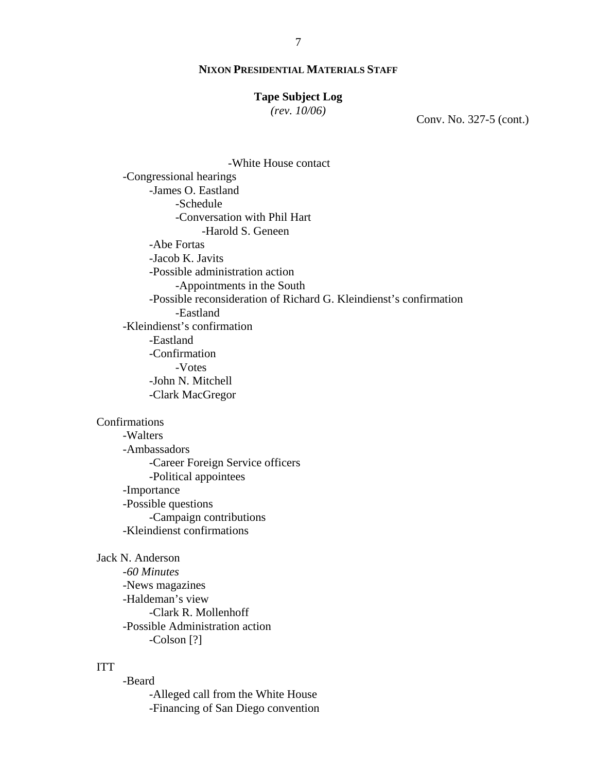**NIXON PRESIDENTIAL MATERIALS STAFF**

**Tape Subject Log**
*(rev. 10/06)*

Conv. No. 327-5 (cont.)

- -White House contact
- -Congressional hearings
  - -James O. Eastland
    - -Schedule
    - -Conversation with Phil Hart
      - -Harold S. Geneen
  - -Abe Fortas
  - -Jacob K. Javits
  - -Possible administration action
    - -Appointments in the South
  - -Possible reconsideration of Richard G. Kleindienst's confirmation
    - -Eastland
- -Kleindienst's confirmation
  - -Eastland
  - -Confirmation
    - -Votes
  - -John N. Mitchell
  - -Clark MacGregor

Confirmations
- -Walters
- -Ambassadors
  - -Career Foreign Service officers
  - -Political appointees
- -Importance
- -Possible questions
  - -Campaign contributions
- -Kleindienst confirmations

Jack N. Anderson
- -*60 Minutes*
- -News magazines
- -Haldeman's view
  - -Clark R. Mollenhoff
- -Possible Administration action
  - -Colson [?]

ITT
- -Beard
  - -Alleged call from the White House
  - -Financing of San Diego convention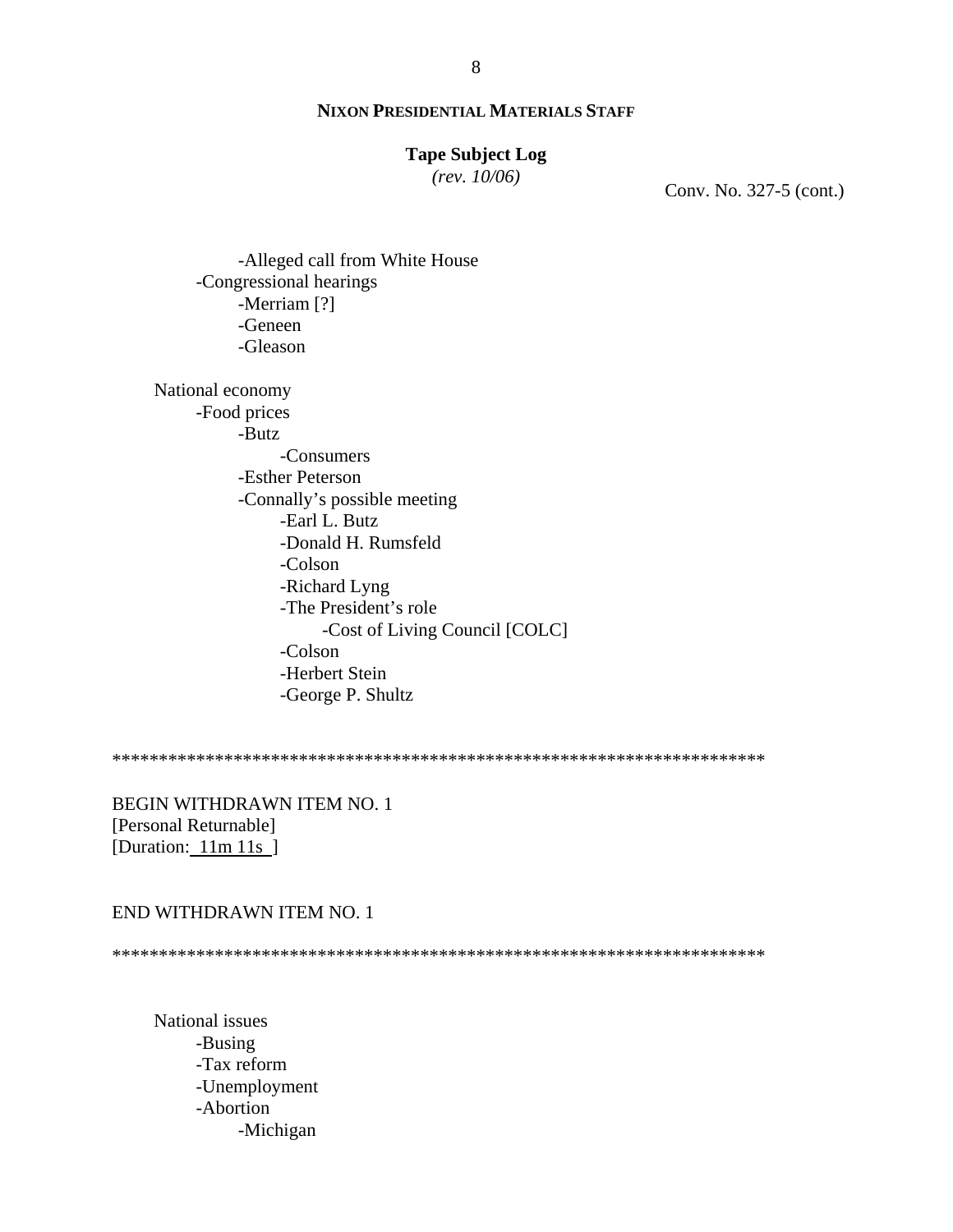**NIXON PRESIDENTIAL MATERIALS STAFF**

**Tape Subject Log**
*(rev. 10/06)*

Conv. No. 327-5 (cont.)

- -Alleged call from White House
- -Congressional hearings
    - -Merriam [?]
    - -Geneen
    - -Gleason

National economy
- -Food prices
    - -Butz
        - -Consumers
    - -Esther Peterson
    - -Connally's possible meeting
        - -Earl L. Butz
        - -Donald H. Rumsfeld
        - -Colson
        - -Richard Lyng
        - -The President's role
            - -Cost of Living Council [COLC]
        - -Colson
        - -Herbert Stein
        - -George P. Shultz

************************************************************************

BEGIN WITHDRAWN ITEM NO. 1
[Personal Returnable]
[Duration: 11m 11s ]

END WITHDRAWN ITEM NO. 1

************************************************************************

National issues
- -Busing
- -Tax reform
- -Unemployment
- -Abortion
    - -Michigan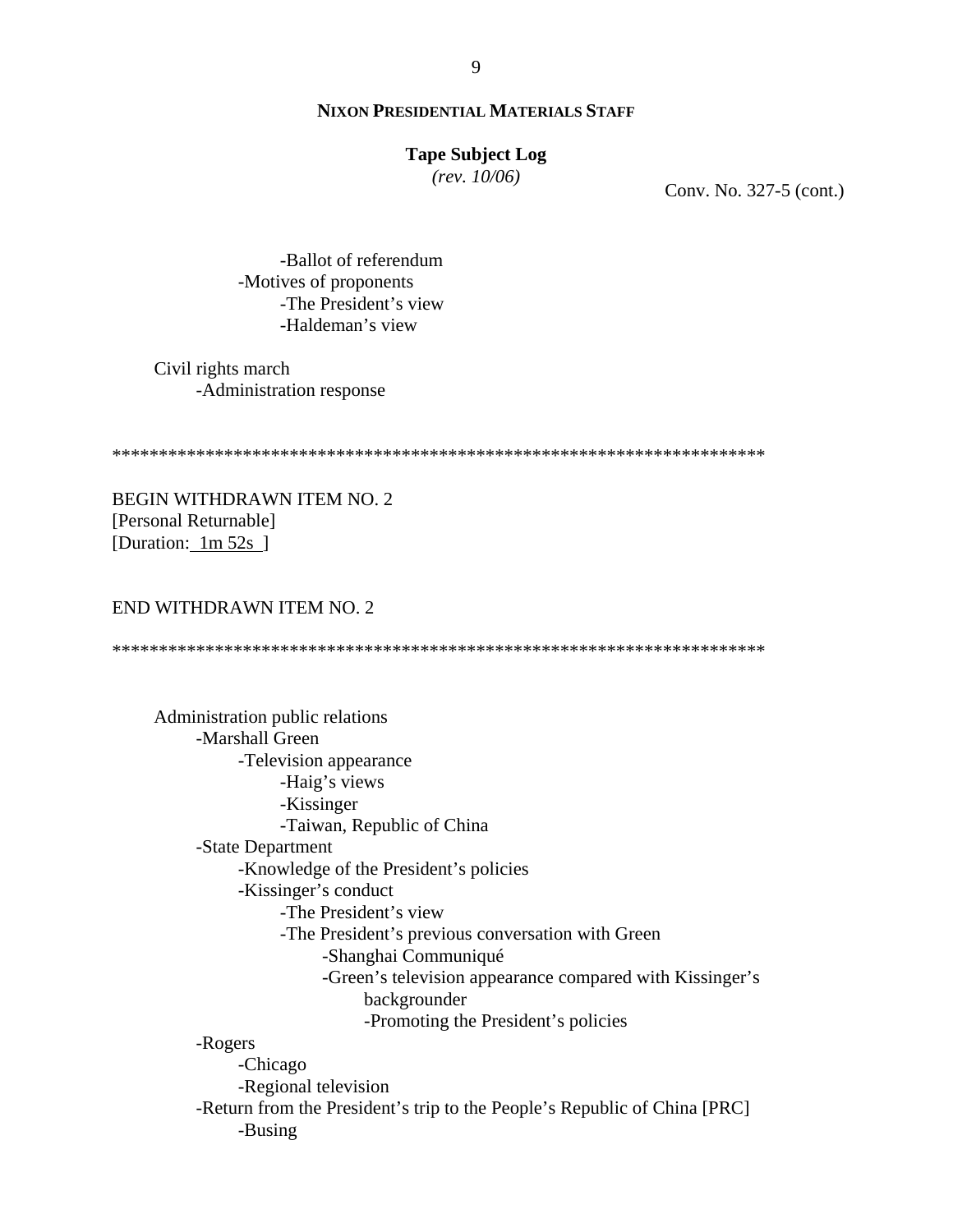**NIXON PRESIDENTIAL MATERIALS STAFF**

**Tape Subject Log**
*(rev. 10/06)*

Conv. No. 327-5 (cont.)

- -Ballot of referendum
- -Motives of proponents
  - -The President's view
  - -Haldeman's view

Civil rights march
- -Administration response

**********************************************************************

BEGIN WITHDRAWN ITEM NO. 2
[Personal Returnable]
[Duration: 1m 52s ]

END WITHDRAWN ITEM NO. 2

**********************************************************************

Administration public relations
- -Marshall Green
  - -Television appearance
    - -Haig's views
    - -Kissinger
    - -Taiwan, Republic of China
- -State Department
  - -Knowledge of the President's policies
  - -Kissinger's conduct
    - -The President's view
    - -The President's previous conversation with Green
      - -Shanghai Communiqué
      - -Green's television appearance compared with Kissinger's backgrounder
        - -Promoting the President's policies
- -Rogers
  - -Chicago
  - -Regional television
- -Return from the President's trip to the People's Republic of China [PRC]
  - -Busing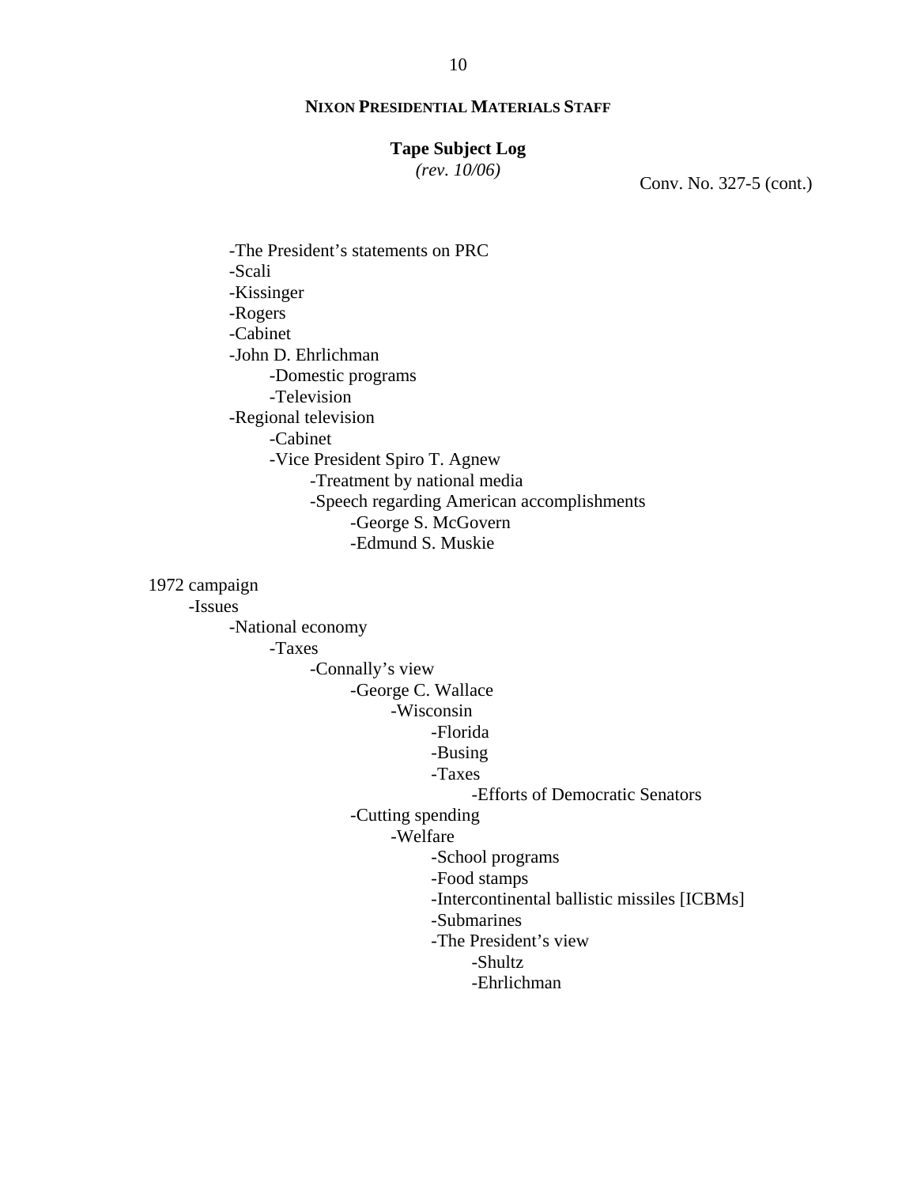**NIXON PRESIDENTIAL MATERIALS STAFF**

**Tape Subject Log**
*(rev. 10/06)*

Conv. No. 327-5 (cont.)

- -The President's statements on PRC
- -Scali
- -Kissinger
- -Rogers
- -Cabinet
- -John D. Ehrlichman
    - -Domestic programs
    - -Television
- -Regional television
    - -Cabinet
    - -Vice President Spiro T. Agnew
        - -Treatment by national media
        - -Speech regarding American accomplishments
            - -George S. McGovern
            - -Edmund S. Muskie

1972 campaign
- -Issues
    - -National economy
        - -Taxes
            - -Connally's view
                - -George C. Wallace
                    - -Wisconsin
                        - -Florida
                        - -Busing
                        - -Taxes
                            - -Efforts of Democratic Senators
                - -Cutting spending
                    - -Welfare
                        - -School programs
                        - -Food stamps
                        - -Intercontinental ballistic missiles [ICBMs]
                        - -Submarines
                        - -The President's view
                            - -Shultz
                            - -Ehrlichman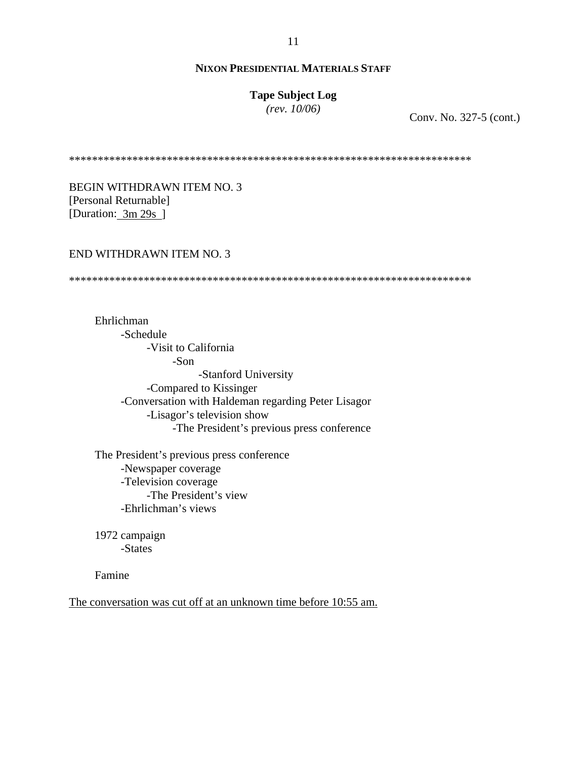**NIXON PRESIDENTIAL MATERIALS STAFF**

**Tape Subject Log**
*(rev. 10/06)*

Conv. No. 327-5 (cont.)

**********************************************************************

BEGIN WITHDRAWN ITEM NO. 3
[Personal Returnable]
[Duration: 3m 29s ]

END WITHDRAWN ITEM NO. 3

**********************************************************************

Ehrlichman
- Schedule
  - Visit to California
    - Son
      - Stanford University
  - Compared to Kissinger
- Conversation with Haldeman regarding Peter Lisagor
  - Lisagor's television show
    - The President's previous press conference

The President's previous press conference
- Newspaper coverage
- Television coverage
  - The President's view
- Ehrlichman's views

1972 campaign
- States

Famine

The conversation was cut off at an unknown time before 10:55 am.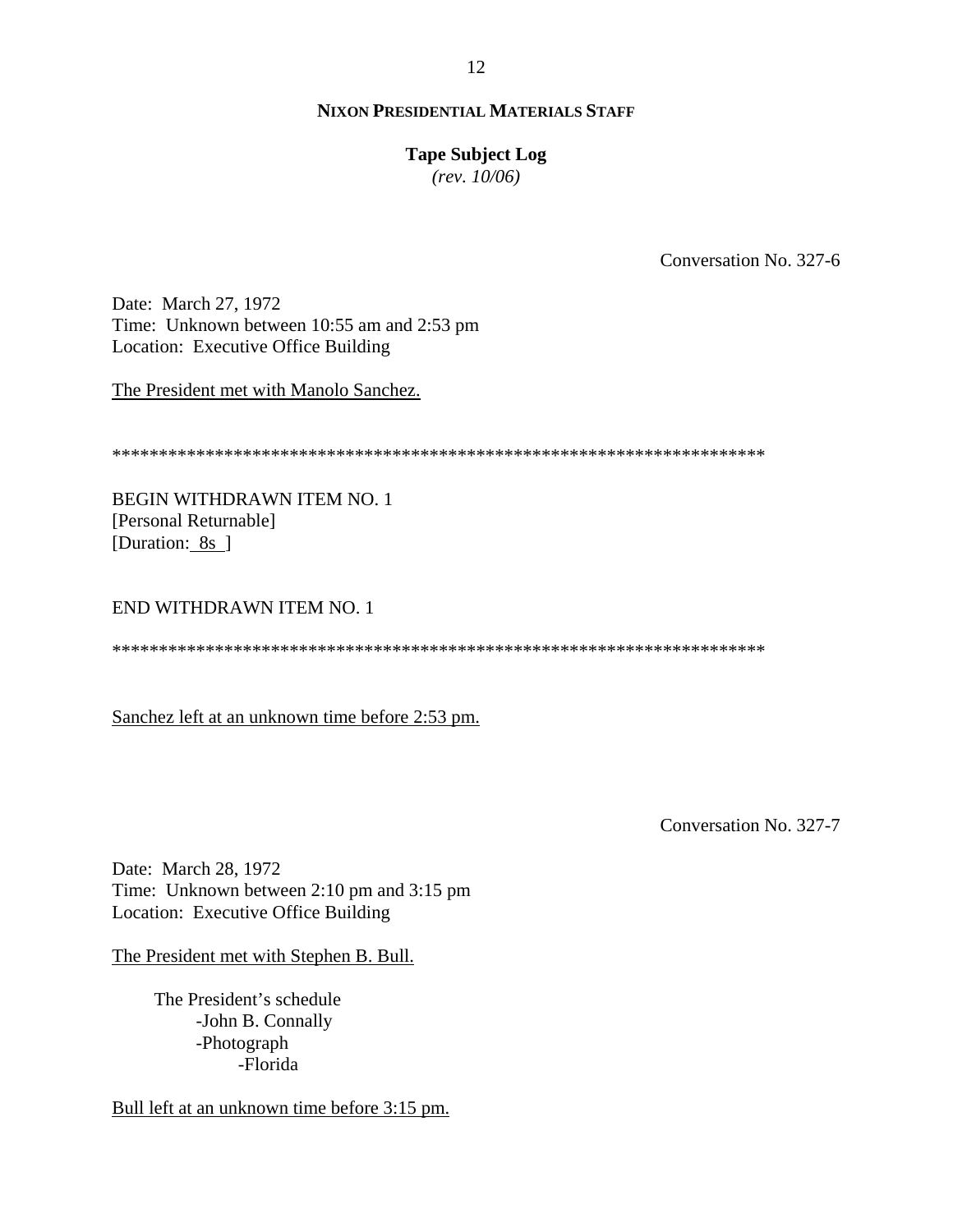Conversation No. 327-6

Date: March 27, 1972
Time: Unknown between 10:55 am and 2:53 pm
Location: Executive Office Building

The President met with Manolo Sanchez.

**********************************************************************

BEGIN WITHDRAWN ITEM NO. 1
[Personal Returnable]
[Duration: 8s ]

END WITHDRAWN ITEM NO. 1

**********************************************************************

Sanchez left at an unknown time before 2:53 pm.

Conversation No. 327-7

Date: March 28, 1972
Time: Unknown between 2:10 pm and 3:15 pm
Location: Executive Office Building

The President met with Stephen B. Bull.

- The President's schedule
  - -John B. Connally
  - -Photograph
    - -Florida

Bull left at an unknown time before 3:15 pm.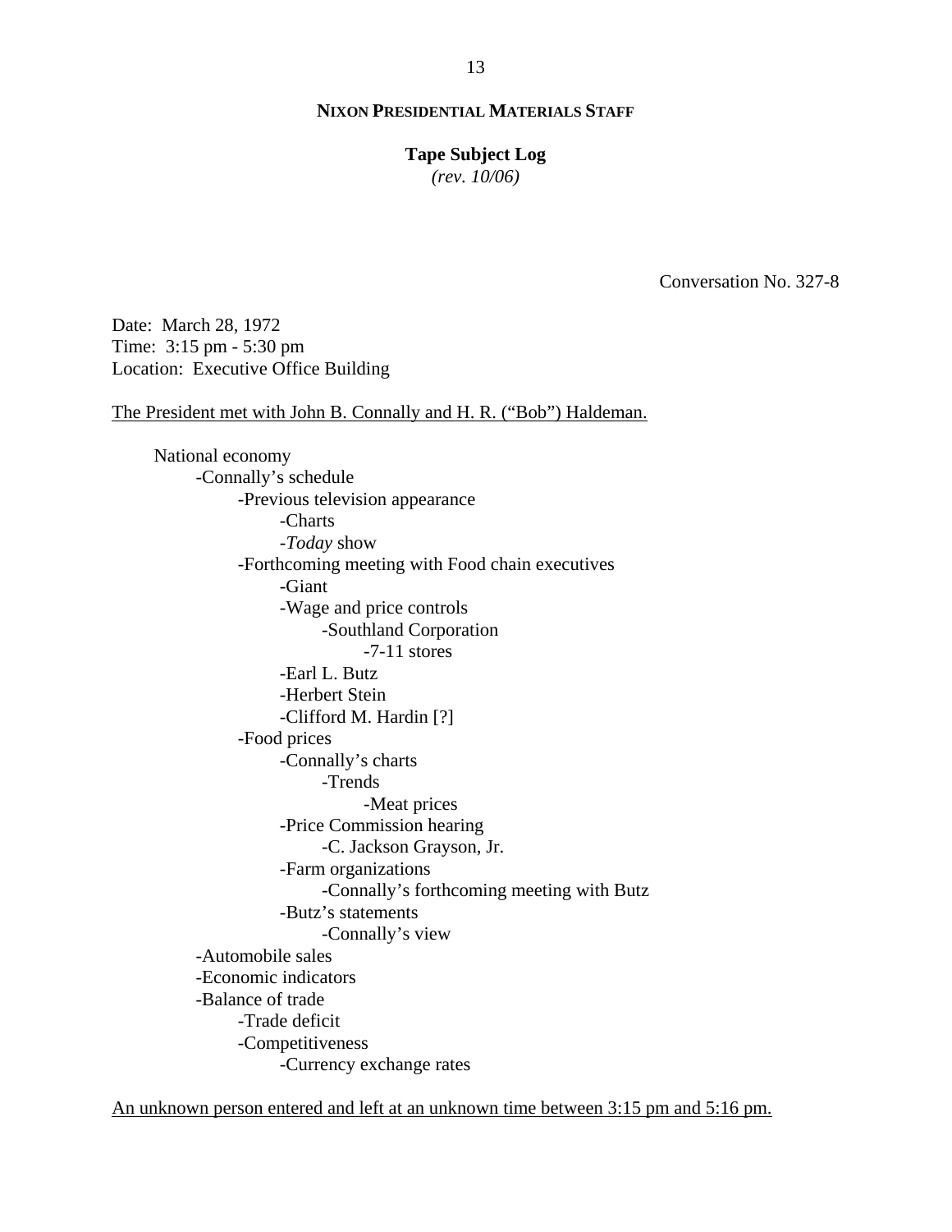**NIXON PRESIDENTIAL MATERIALS STAFF**

**Tape Subject Log**
*(rev. 10/06)*

Conversation No. 327-8

Date: March 28, 1972
Time: 3:15 pm - 5:30 pm
Location: Executive Office Building

The President met with John B. Connally and H. R. ("Bob") Haldeman.

- National economy
    - -Connally's schedule
        - -Previous television appearance
            - -Charts
            - -*Today* show
        - -Forthcoming meeting with Food chain executives
            - -Giant
            - -Wage and price controls
                - -Southland Corporation
                    - -7-11 stores
            - -Earl L. Butz
            - -Herbert Stein
            - -Clifford M. Hardin [?]
        - -Food prices
            - -Connally's charts
                - -Trends
                    - -Meat prices
            - -Price Commission hearing
                - -C. Jackson Grayson, Jr.
            - -Farm organizations
                - -Connally's forthcoming meeting with Butz
            - -Butz's statements
                - -Connally's view
    - -Automobile sales
    - -Economic indicators
    - -Balance of trade
        - -Trade deficit
        - -Competitiveness
            - -Currency exchange rates

An unknown person entered and left at an unknown time between 3:15 pm and 5:16 pm.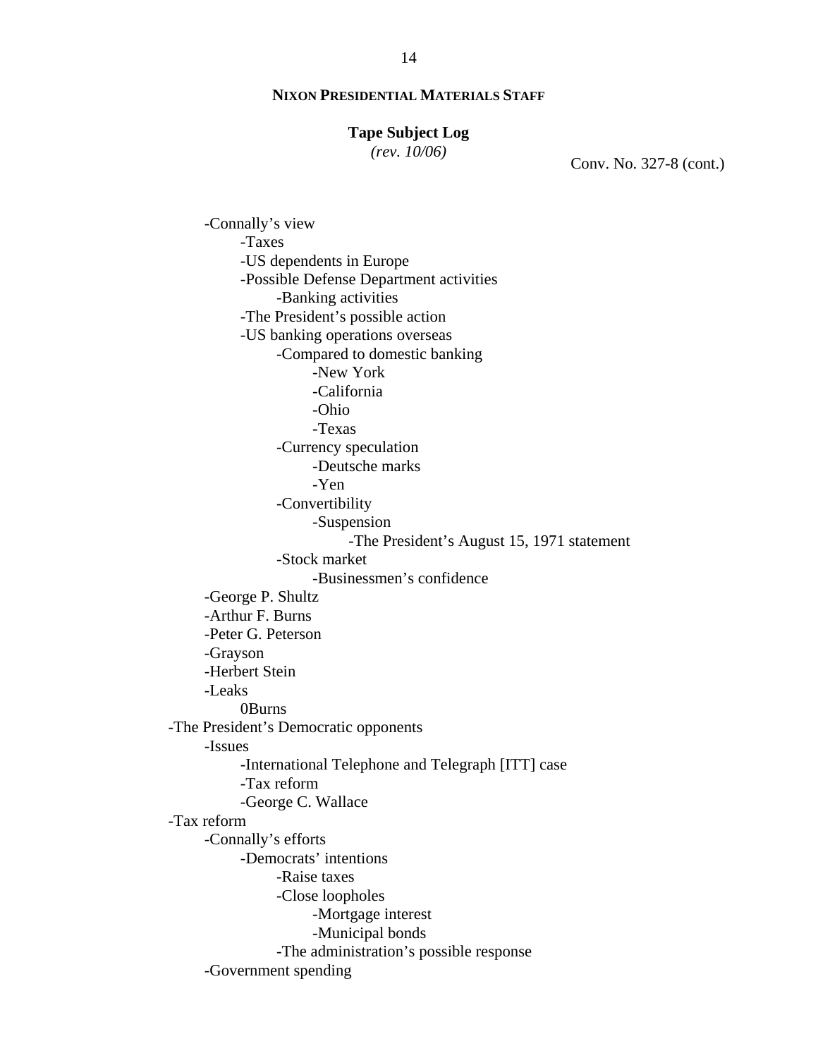**NIXON PRESIDENTIAL MATERIALS STAFF**

**Tape Subject Log**
*(rev. 10/06)*

Conv. No. 327-8 (cont.)

- -Connally's view
  - -Taxes
  - -US dependents in Europe
  - -Possible Defense Department activities
    - -Banking activities
  - -The President's possible action
  - -US banking operations overseas
    - -Compared to domestic banking
      - -New York
      - -California
      - -Ohio
      - -Texas
    - -Currency speculation
      - -Deutsche marks
      - -Yen
    - -Convertibility
      - -Suspension
        - -The President's August 15, 1971 statement
    - -Stock market
      - -Businessmen's confidence
- -George P. Shultz
- -Arthur F. Burns
- -Peter G. Peterson
- -Grayson
- -Herbert Stein
- -Leaks
  - 0Burns

-The President's Democratic opponents

- -Issues
  - -International Telephone and Telegraph [ITT] case
  - -Tax reform
  - -George C. Wallace

-Tax reform

- -Connally's efforts
  - -Democrats' intentions
    - -Raise taxes
    - -Close loopholes
      - -Mortgage interest
      - -Municipal bonds
    - -The administration's possible response
- -Government spending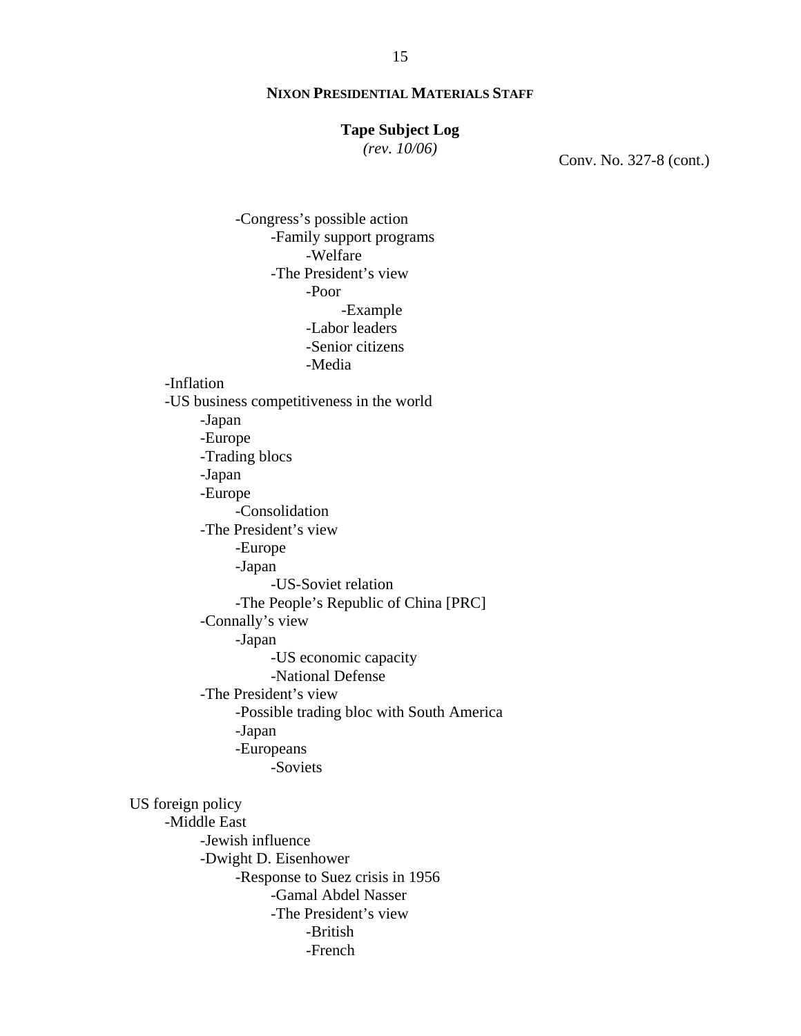**NIXON PRESIDENTIAL MATERIALS STAFF**

**Tape Subject Log**
*(rev. 10/06)*

Conv. No. 327-8 (cont.)

- Congress's possible action
  - Family support programs
    - Welfare
  - The President's view
    - Poor
      - Example
    - Labor leaders
    - Senior citizens
    - Media

- Inflation
- US business competitiveness in the world
  - Japan
  - Europe
  - Trading blocs
  - Japan
  - Europe
    - Consolidation
  - The President's view
    - Europe
    - Japan
      - US-Soviet relation
    - The People's Republic of China [PRC]
  - Connally's view
    - Japan
      - US economic capacity
      - National Defense
  - The President's view
    - Possible trading bloc with South America
    - Japan
    - Europeans
      - Soviets

US foreign policy
- Middle East
  - Jewish influence
  - Dwight D. Eisenhower
    - Response to Suez crisis in 1956
      - Gamal Abdel Nasser
      - The President's view
        - British
        - French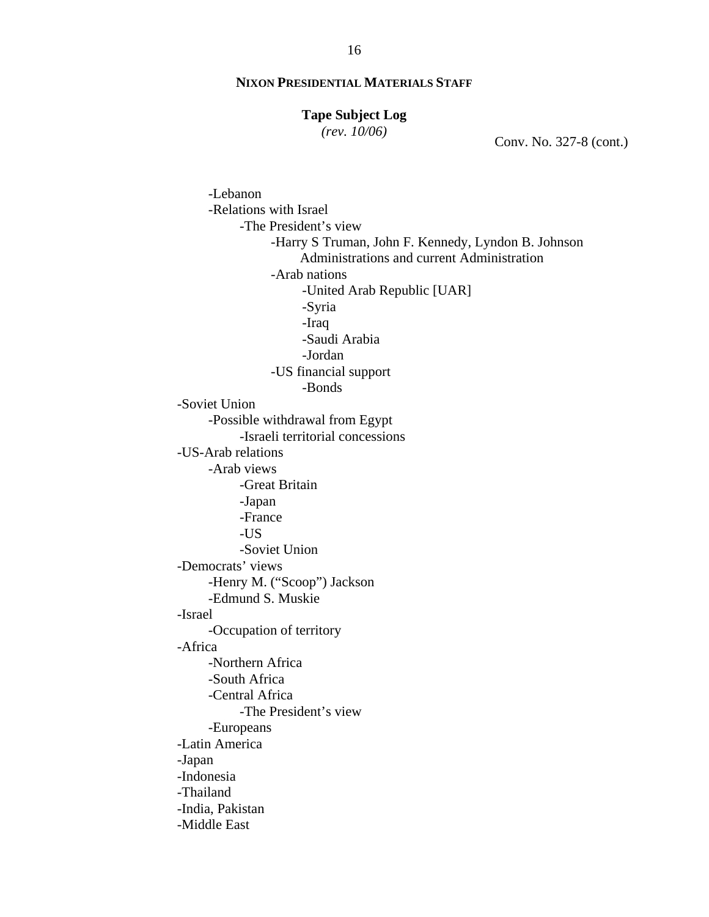**NIXON PRESIDENTIAL MATERIALS STAFF**

**Tape Subject Log**
*(rev. 10/06)*

Conv. No. 327-8 (cont.)

- -Lebanon
- -Relations with Israel
  - -The President's view
    - -Harry S Truman, John F. Kennedy, Lyndon B. Johnson Administrations and current Administration
    - -Arab nations
      - -United Arab Republic [UAR]
      - -Syria
      - -Iraq
      - -Saudi Arabia
      - -Jordan
    - -US financial support
      - -Bonds

-Soviet Union
- -Possible withdrawal from Egypt
  - -Israeli territorial concessions

-US-Arab relations
- -Arab views
  - -Great Britain
  - -Japan
  - -France
  - -US
  - -Soviet Union

-Democrats' views
- -Henry M. ("Scoop") Jackson
- -Edmund S. Muskie

-Israel
- -Occupation of territory

-Africa
- -Northern Africa
- -South Africa
- -Central Africa
  - -The President's view
- -Europeans

-Latin America

-Japan

-Indonesia

-Thailand

-India, Pakistan

-Middle East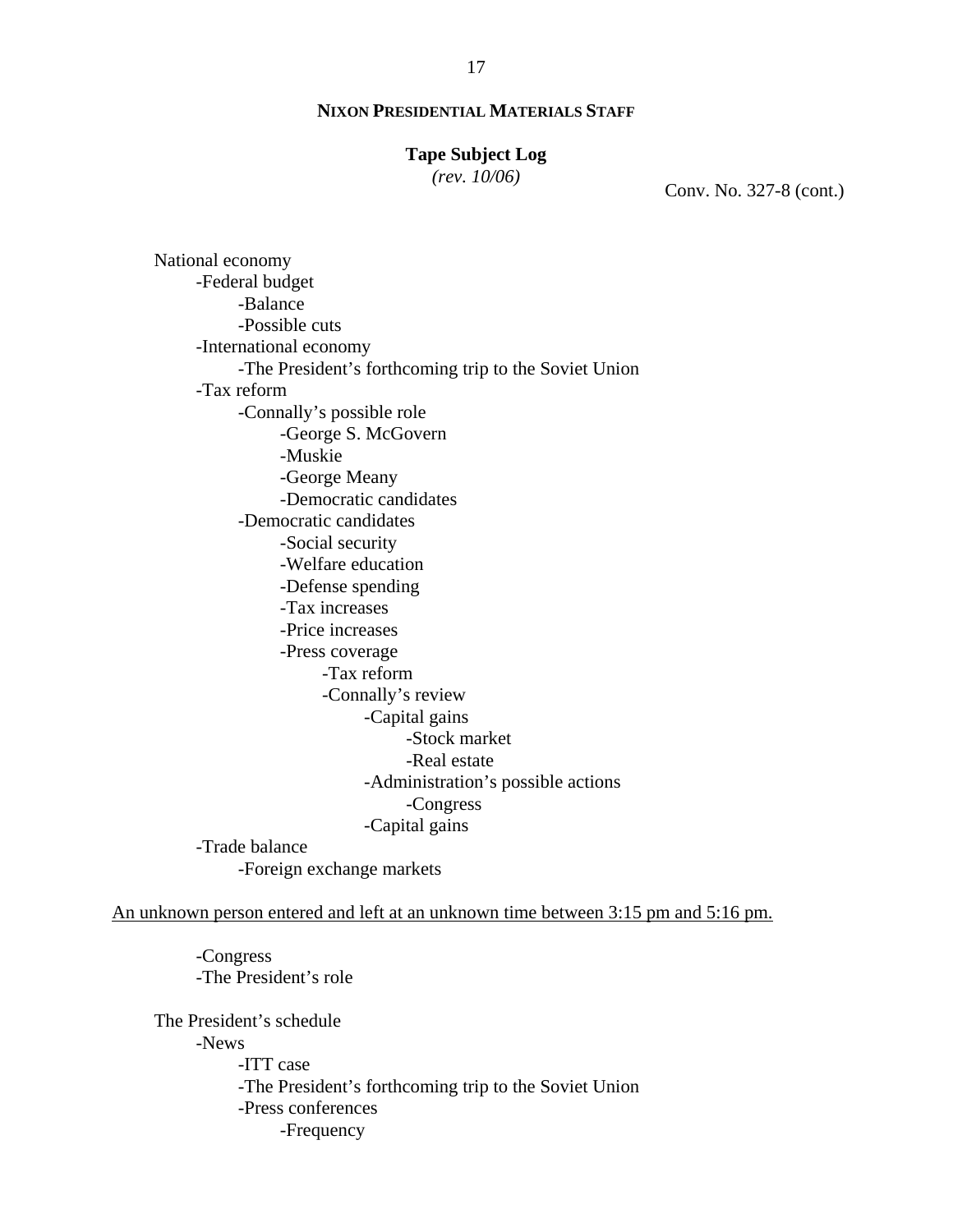**NIXON PRESIDENTIAL MATERIALS STAFF**

**Tape Subject Log**
*(rev. 10/06)*

Conv. No. 327-8 (cont.)

National economy
- -Federal budget
  - -Balance
  - -Possible cuts
- -International economy
  - -The President's forthcoming trip to the Soviet Union
- -Tax reform
  - -Connally's possible role
    - -George S. McGovern
    - -Muskie
    - -George Meany
    - -Democratic candidates
  - -Democratic candidates
    - -Social security
    - -Welfare education
    - -Defense spending
    - -Tax increases
    - -Price increases
    - -Press coverage
      - -Tax reform
      - -Connally's review
        - -Capital gains
          - -Stock market
          - -Real estate
        - -Administration's possible actions
          - -Congress
        - -Capital gains
- -Trade balance
  - -Foreign exchange markets

<u>An unknown person entered and left at an unknown time between 3:15 pm and 5:16 pm.</u>

- -Congress
- -The President's role

The President's schedule
- -News
  - -ITT case
  - -The President's forthcoming trip to the Soviet Union
  - -Press conferences
    - -Frequency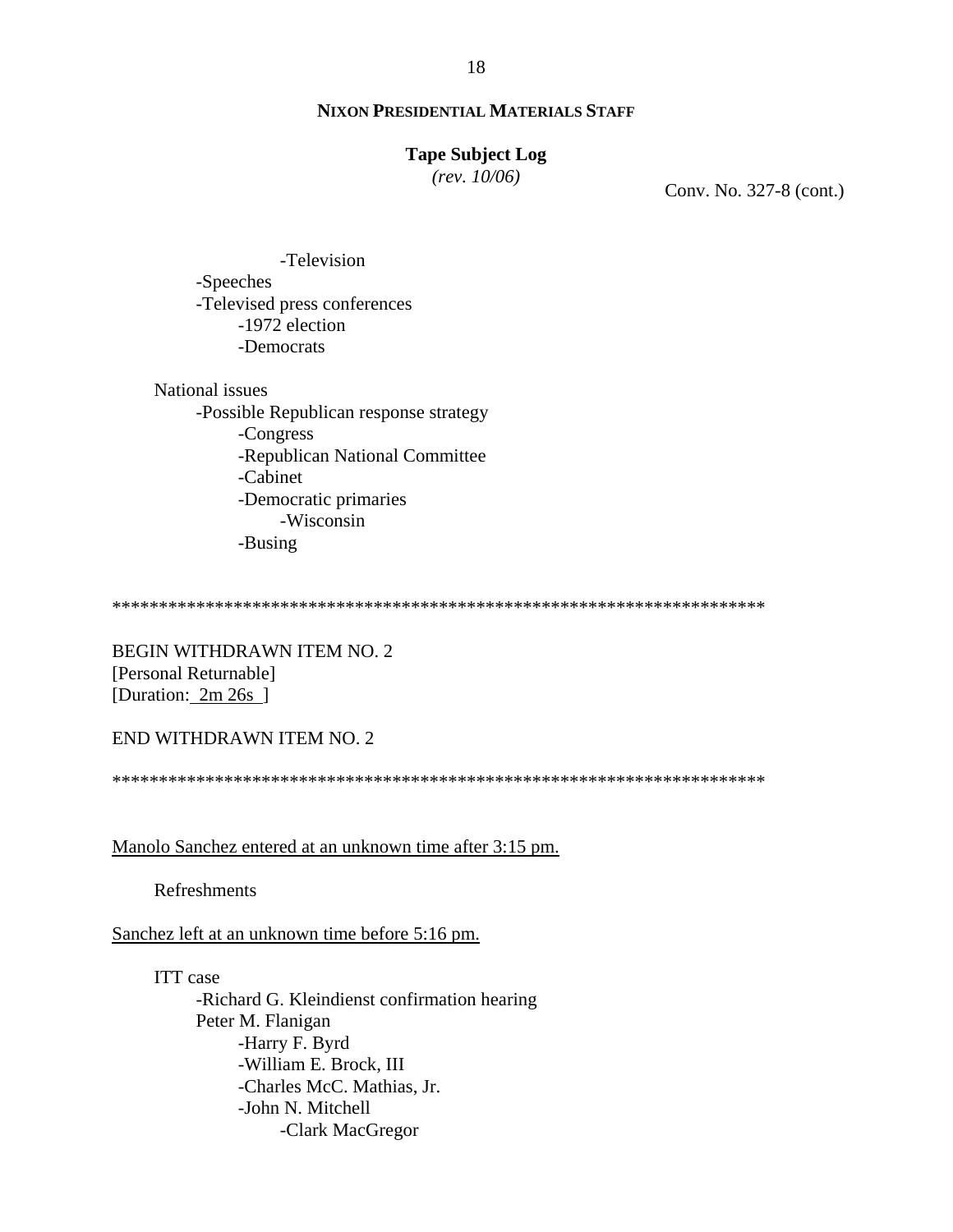**NIXON PRESIDENTIAL MATERIALS STAFF**

**Tape Subject Log**
*(rev. 10/06)*

Conv. No. 327-8 (cont.)

- -Television
    - -Speeches
    - -Televised press conferences
        - -1972 election
        - -Democrats

National issues
- -Possible Republican response strategy
    - -Congress
    - -Republican National Committee
    - -Cabinet
    - -Democratic primaries
        - -Wisconsin
    - -Busing

**********************************************************************

BEGIN WITHDRAWN ITEM NO. 2
[Personal Returnable]
[Duration: 2m 26s ]

END WITHDRAWN ITEM NO. 2

**********************************************************************

<u>Manolo Sanchez entered at an unknown time after 3:15 pm.</u>

Refreshments

<u>Sanchez left at an unknown time before 5:16 pm.</u>

ITT case
- -Richard G. Kleindienst confirmation hearing
- Peter M. Flanigan
    - -Harry F. Byrd
    - -William E. Brock, III
    - -Charles McC. Mathias, Jr.
    - -John N. Mitchell
        - -Clark MacGregor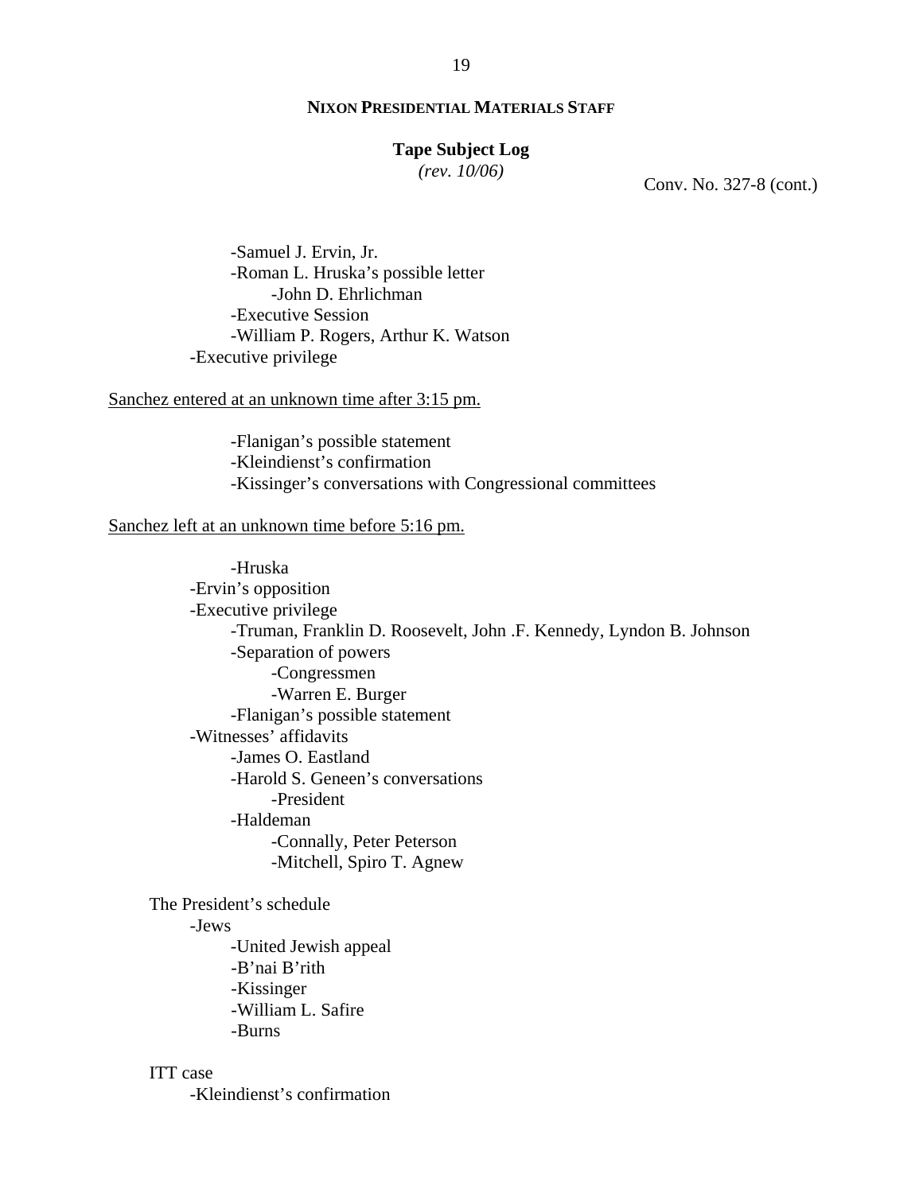**NIXON PRESIDENTIAL MATERIALS STAFF**

**Tape Subject Log**
*(rev. 10/06)*

Conv. No. 327-8 (cont.)

- -Samuel J. Ervin, Jr.
- -Roman L. Hruska's possible letter
  - -John D. Ehrlichman
- -Executive Session
- -William P. Rogers, Arthur K. Watson

-Executive privilege

<u>Sanchez entered at an unknown time after 3:15 pm.</u>

- -Flanigan's possible statement
- -Kleindienst's confirmation
- -Kissinger's conversations with Congressional committees

<u>Sanchez left at an unknown time before 5:16 pm.</u>

- -Hruska

-Ervin's opposition

-Executive privilege

- -Truman, Franklin D. Roosevelt, John .F. Kennedy, Lyndon B. Johnson
- -Separation of powers
  - -Congressmen
  - -Warren E. Burger
- -Flanigan's possible statement

-Witnesses' affidavits

- -James O. Eastland
- -Harold S. Geneen's conversations
  - -President
- -Haldeman
  - -Connally, Peter Peterson
  - -Mitchell, Spiro T. Agnew

The President's schedule

-Jews

- -United Jewish appeal
- -B'nai B'rith
- -Kissinger
- -William L. Safire
- -Burns

ITT case

-Kleindienst's confirmation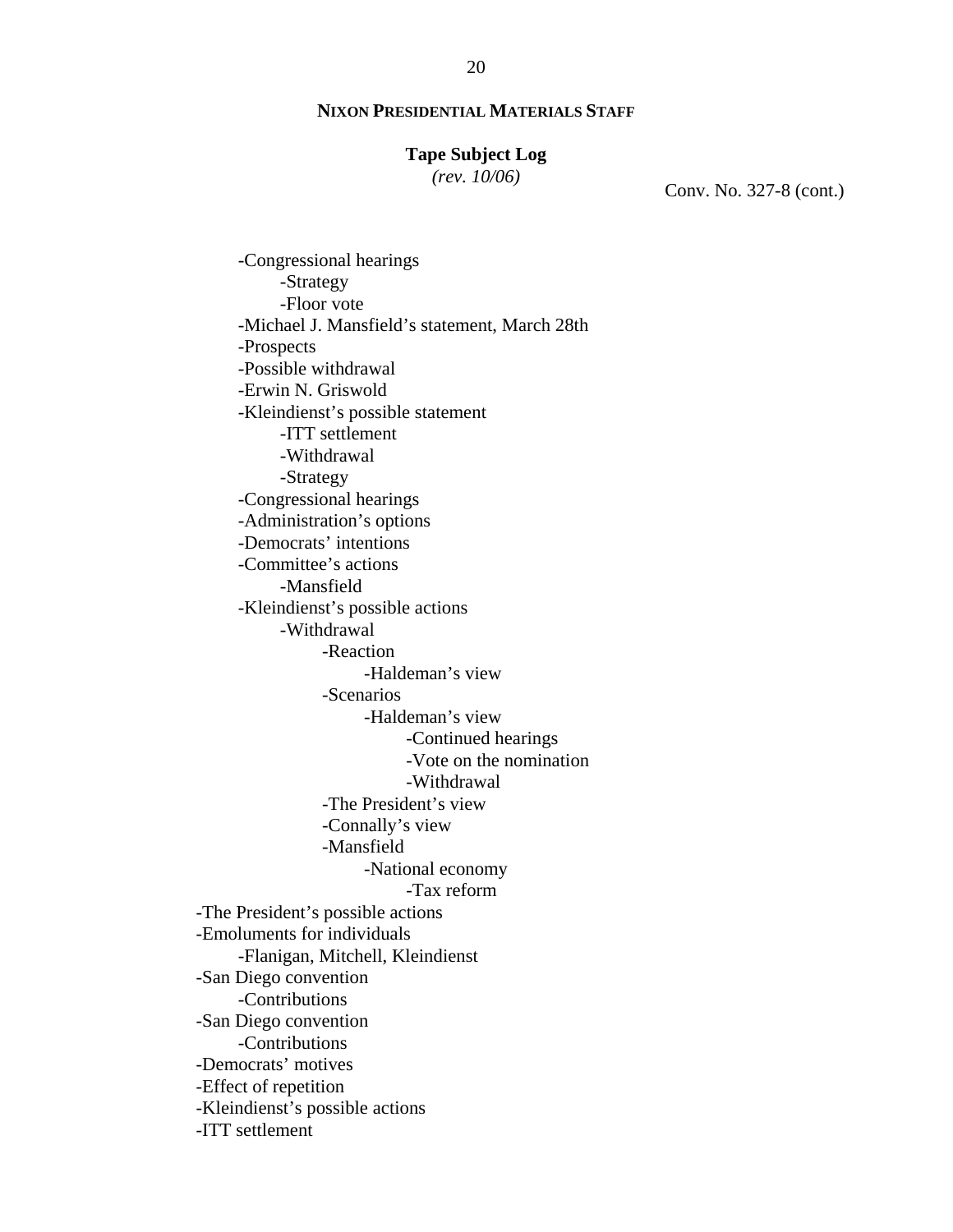**NIXON PRESIDENTIAL MATERIALS STAFF**

**Tape Subject Log**
*(rev. 10/06)*

Conv. No. 327-8 (cont.)

- -Congressional hearings
    - -Strategy
    - -Floor vote
- -Michael J. Mansfield's statement, March 28th
- -Prospects
- -Possible withdrawal
- -Erwin N. Griswold
- -Kleindienst's possible statement
    - -ITT settlement
    - -Withdrawal
    - -Strategy
- -Congressional hearings
- -Administration's options
- -Democrats' intentions
- -Committee's actions
    - -Mansfield
- -Kleindienst's possible actions
    - -Withdrawal
        - -Reaction
            - -Haldeman's view
        - -Scenarios
            - -Haldeman's view
                - -Continued hearings
                - -Vote on the nomination
                - -Withdrawal
        - -The President's view
        - -Connally's view
        - -Mansfield
            - -National economy
                - -Tax reform

-The President's possible actions
-Emoluments for individuals
- -Flanigan, Mitchell, Kleindienst

-San Diego convention
- -Contributions

-San Diego convention
- -Contributions

-Democrats' motives
-Effect of repetition
-Kleindienst's possible actions
-ITT settlement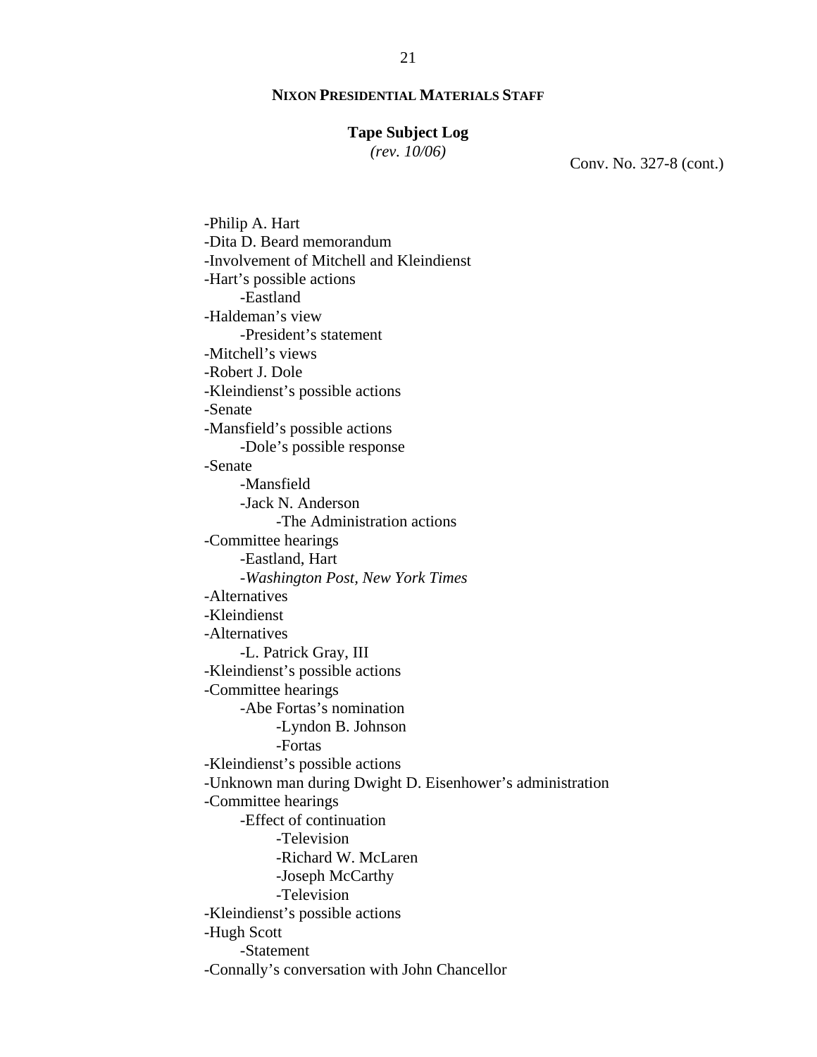**NIXON PRESIDENTIAL MATERIALS STAFF**

**Tape Subject Log**
*(rev. 10/06)*

Conv. No. 327-8 (cont.)

- -Philip A. Hart
- -Dita D. Beard memorandum
- -Involvement of Mitchell and Kleindienst
- -Hart's possible actions
    - -Eastland
- -Haldeman's view
    - -President's statement
- -Mitchell's views
- -Robert J. Dole
- -Kleindienst's possible actions
- -Senate
- -Mansfield's possible actions
    - -Dole's possible response
- -Senate
    - -Mansfield
    - -Jack N. Anderson
        - -The Administration actions
- -Committee hearings
    - -Eastland, Hart
    - -*Washington Post*, *New York Times*
- -Alternatives
- -Kleindienst
- -Alternatives
    - -L. Patrick Gray, III
- -Kleindienst's possible actions
- -Committee hearings
    - -Abe Fortas's nomination
        - -Lyndon B. Johnson
        - -Fortas
- -Kleindienst's possible actions
- -Unknown man during Dwight D. Eisenhower's administration
- -Committee hearings
    - -Effect of continuation
        - -Television
        - -Richard W. McLaren
        - -Joseph McCarthy
        - -Television
- -Kleindienst's possible actions
- -Hugh Scott
    - -Statement
- -Connally's conversation with John Chancellor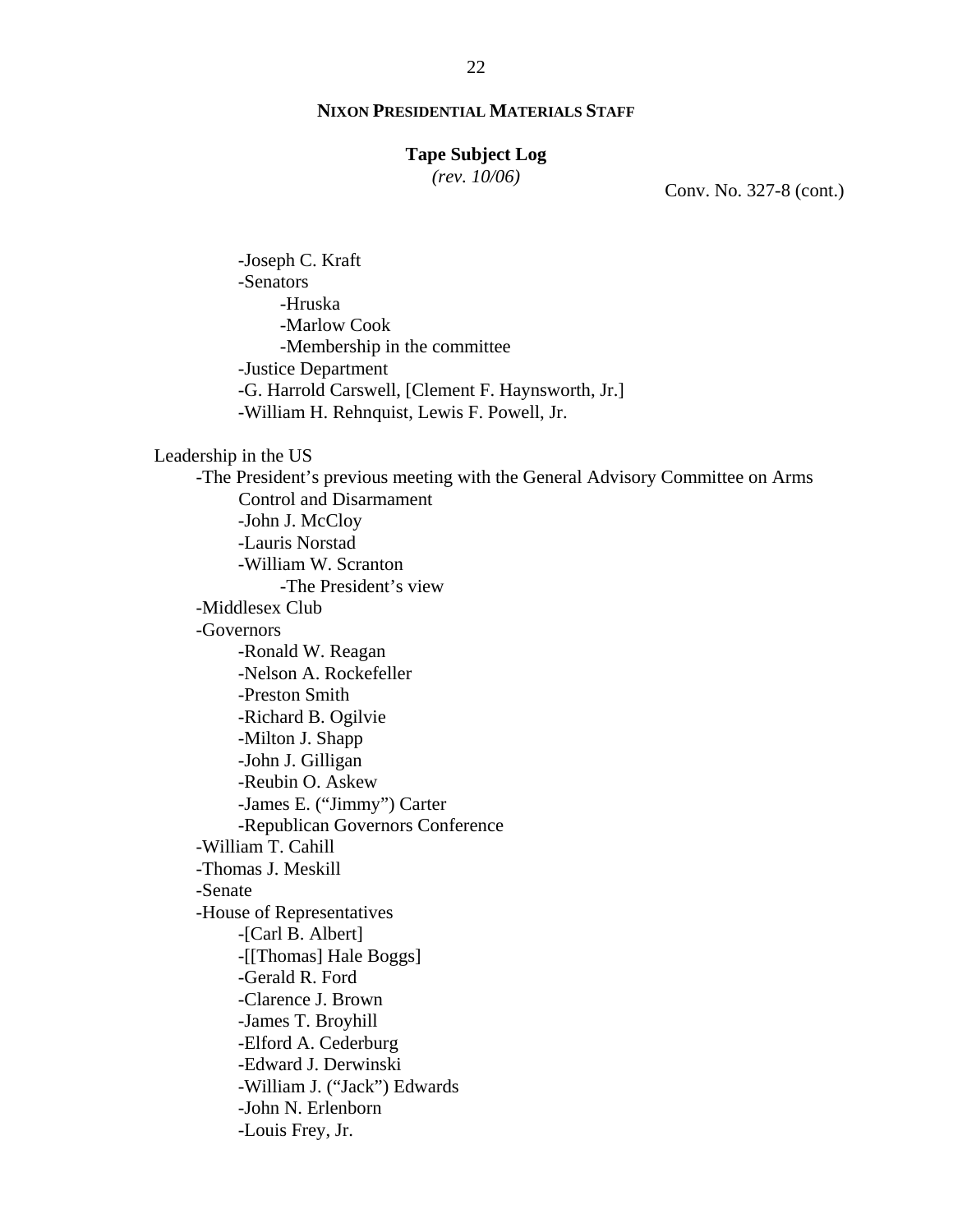Conv. No. 327-8 (cont.)

- -Joseph C. Kraft
- -Senators
  - -Hruska
  - -Marlow Cook
  - -Membership in the committee
- -Justice Department
- -G. Harrold Carswell, [Clement F. Haynsworth, Jr.]
- -William H. Rehnquist, Lewis F. Powell, Jr.

Leadership in the US

- -The President's previous meeting with the General Advisory Committee on Arms Control and Disarmament
  - -John J. McCloy
  - -Lauris Norstad
  - -William W. Scranton
    - -The President's view
- -Middlesex Club
- -Governors
  - -Ronald W. Reagan
  - -Nelson A. Rockefeller
  - -Preston Smith
  - -Richard B. Ogilvie
  - -Milton J. Shapp
  - -John J. Gilligan
  - -Reubin O. Askew
  - -James E. ("Jimmy") Carter
  - -Republican Governors Conference
- -William T. Cahill
- -Thomas J. Meskill
- -Senate
- -House of Representatives
  - -[Carl B. Albert]
  - -[[Thomas] Hale Boggs]
  - -Gerald R. Ford
  - -Clarence J. Brown
  - -James T. Broyhill
  - -Elford A. Cederburg
  - -Edward J. Derwinski
  - -William J. ("Jack") Edwards
  - -John N. Erlenborn
  - -Louis Frey, Jr.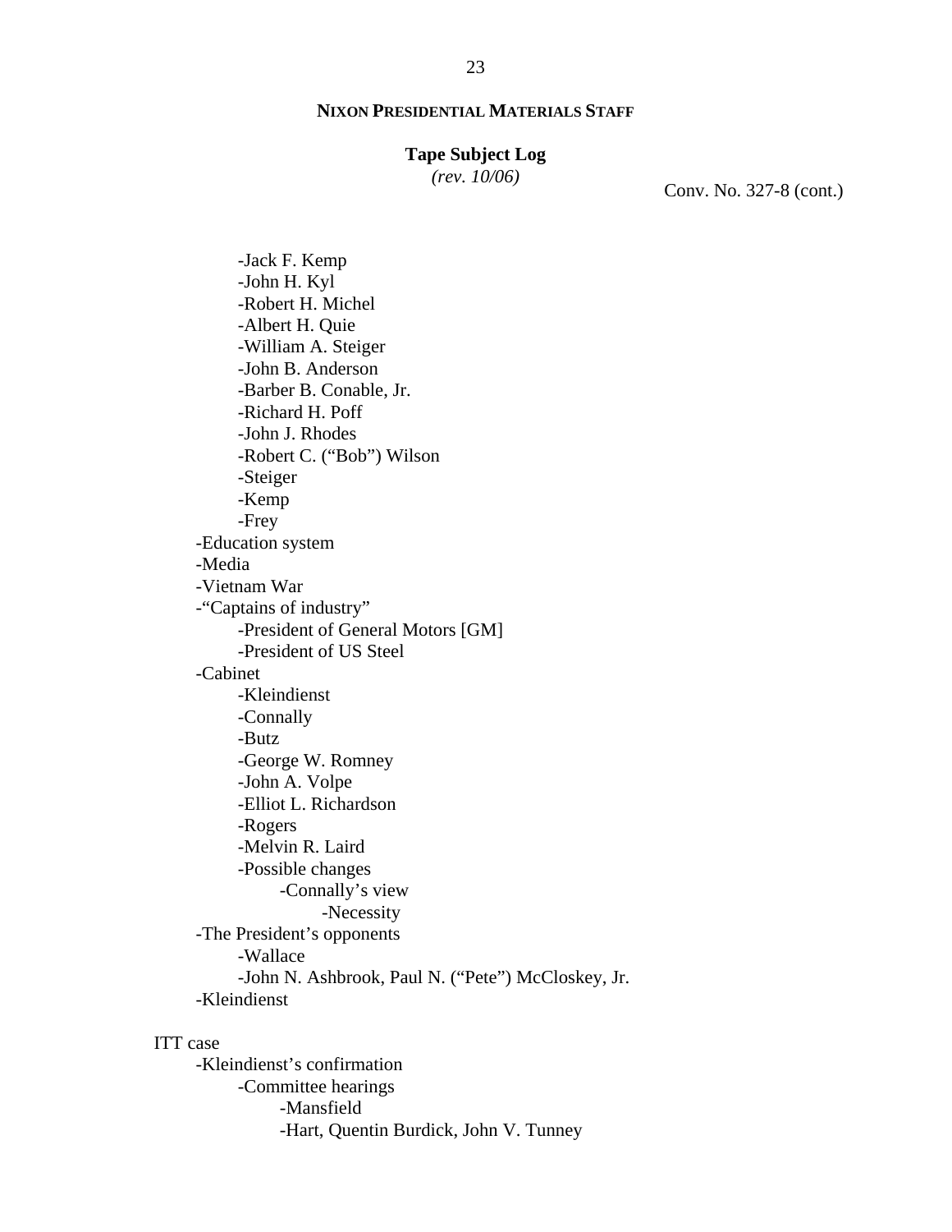**NIXON PRESIDENTIAL MATERIALS STAFF**

**Tape Subject Log**
*(rev. 10/06)*

Conv. No. 327-8 (cont.)

- -Jack F. Kemp
- -John H. Kyl
- -Robert H. Michel
- -Albert H. Quie
- -William A. Steiger
- -John B. Anderson
- -Barber B. Conable, Jr.
- -Richard H. Poff
- -John J. Rhodes
- -Robert C. ("Bob") Wilson
- -Steiger
- -Kemp
- -Frey

-Education system
-Media
-Vietnam War
-"Captains of industry"
- -President of General Motors [GM]
- -President of US Steel

-Cabinet
- -Kleindienst
- -Connally
- -Butz
- -George W. Romney
- -John A. Volpe
- -Elliot L. Richardson
- -Rogers
- -Melvin R. Laird
- -Possible changes
  - -Connally's view
    - -Necessity

-The President's opponents
- -Wallace
- -John N. Ashbrook, Paul N. ("Pete") McCloskey, Jr.

-Kleindienst

ITT case
- -Kleindienst's confirmation
  - -Committee hearings
    - -Mansfield
    - -Hart, Quentin Burdick, John V. Tunney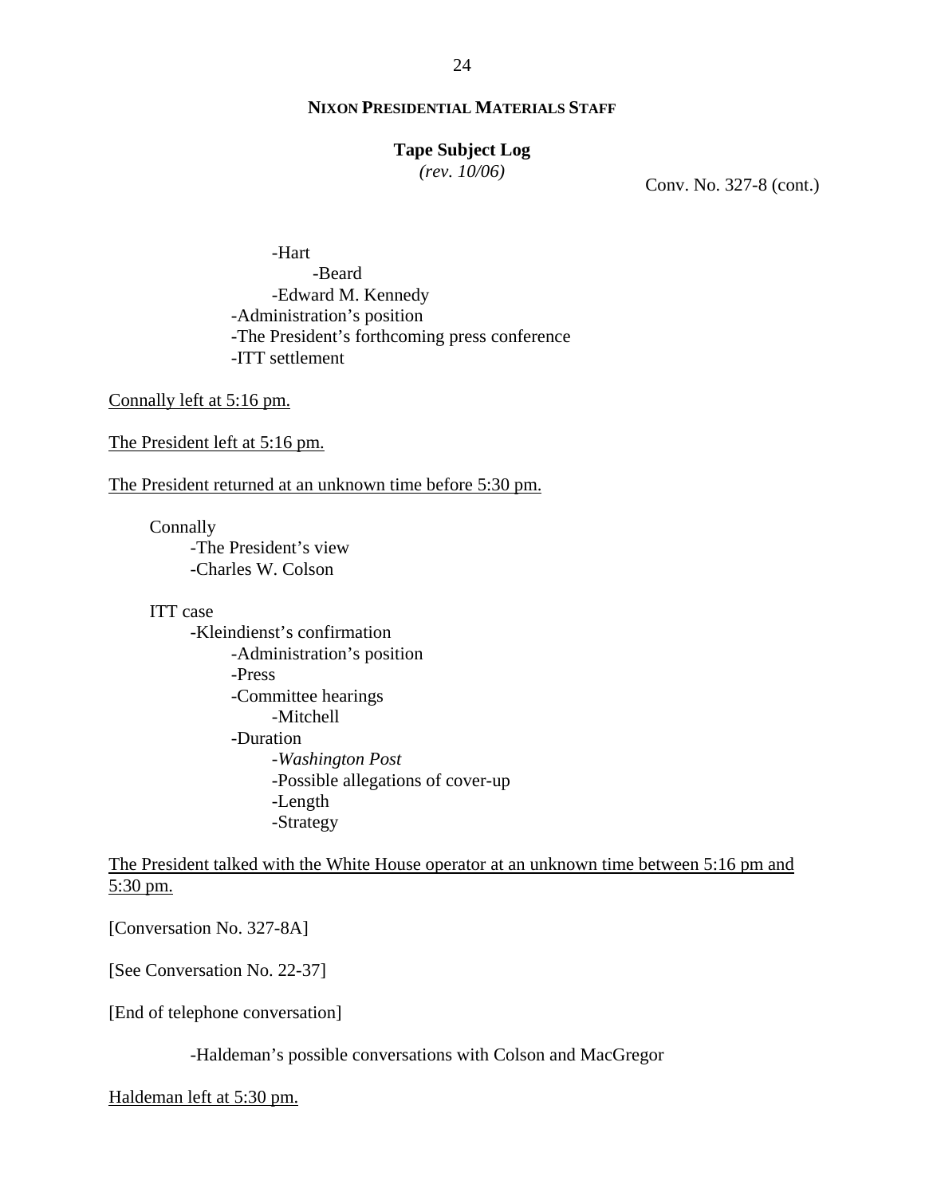## NIXON PRESIDENTIAL MATERIALS STAFF

**Tape Subject Log**
*(rev. 10/06)*

Conv. No. 327-8 (cont.)

- Hart
    - Beard
- Edward M. Kennedy
- Administration's position
- The President's forthcoming press conference
- ITT settlement

<u>Connally left at 5:16 pm.</u>

<u>The President left at 5:16 pm.</u>

<u>The President returned at an unknown time before 5:30 pm.</u>

Connally
- The President's view
- Charles W. Colson

ITT case
- Kleindienst's confirmation
    - Administration's position
    - Press
    - Committee hearings
        - Mitchell
    - Duration
        - *Washington Post*
        - Possible allegations of cover-up
        - Length
        - Strategy

<u>The President talked with the White House operator at an unknown time between 5:16 pm and 5:30 pm.</u>

[Conversation No. 327-8A]

[See Conversation No. 22-37]

[End of telephone conversation]

- Haldeman's possible conversations with Colson and MacGregor

<u>Haldeman left at 5:30 pm.</u>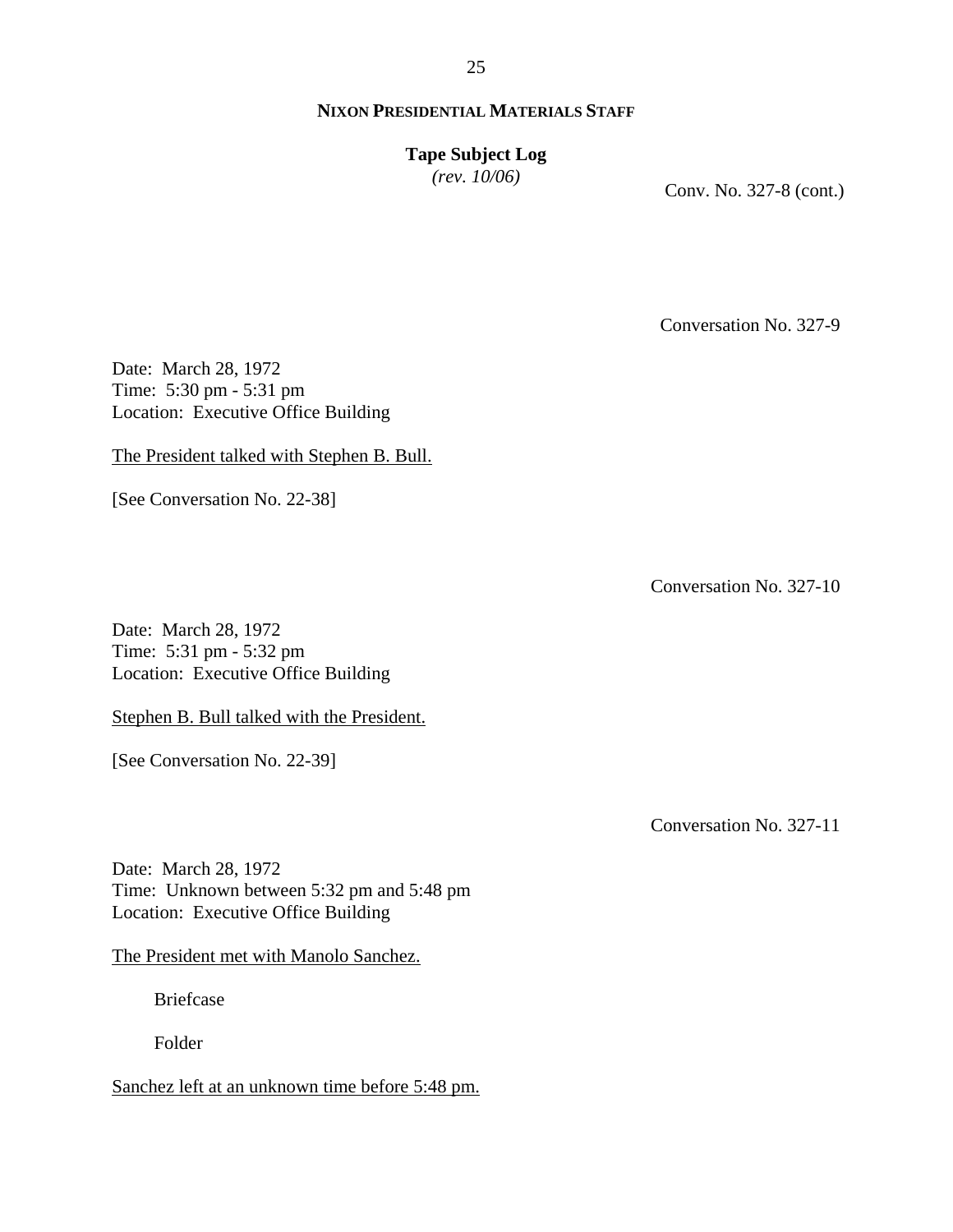**NIXON PRESIDENTIAL MATERIALS STAFF**

**Tape Subject Log**
*(rev. 10/06)*

Conv. No. 327-8 (cont.)

Conversation No. 327-9

Date: March 28, 1972
Time: 5:30 pm - 5:31 pm
Location: Executive Office Building

The President talked with Stephen B. Bull.

[See Conversation No. 22-38]

Conversation No. 327-10

Date: March 28, 1972
Time: 5:31 pm - 5:32 pm
Location: Executive Office Building

Stephen B. Bull talked with the President.

[See Conversation No. 22-39]

Conversation No. 327-11

Date: March 28, 1972
Time: Unknown between 5:32 pm and 5:48 pm
Location: Executive Office Building

The President met with Manolo Sanchez.

Briefcase

Folder

Sanchez left at an unknown time before 5:48 pm.